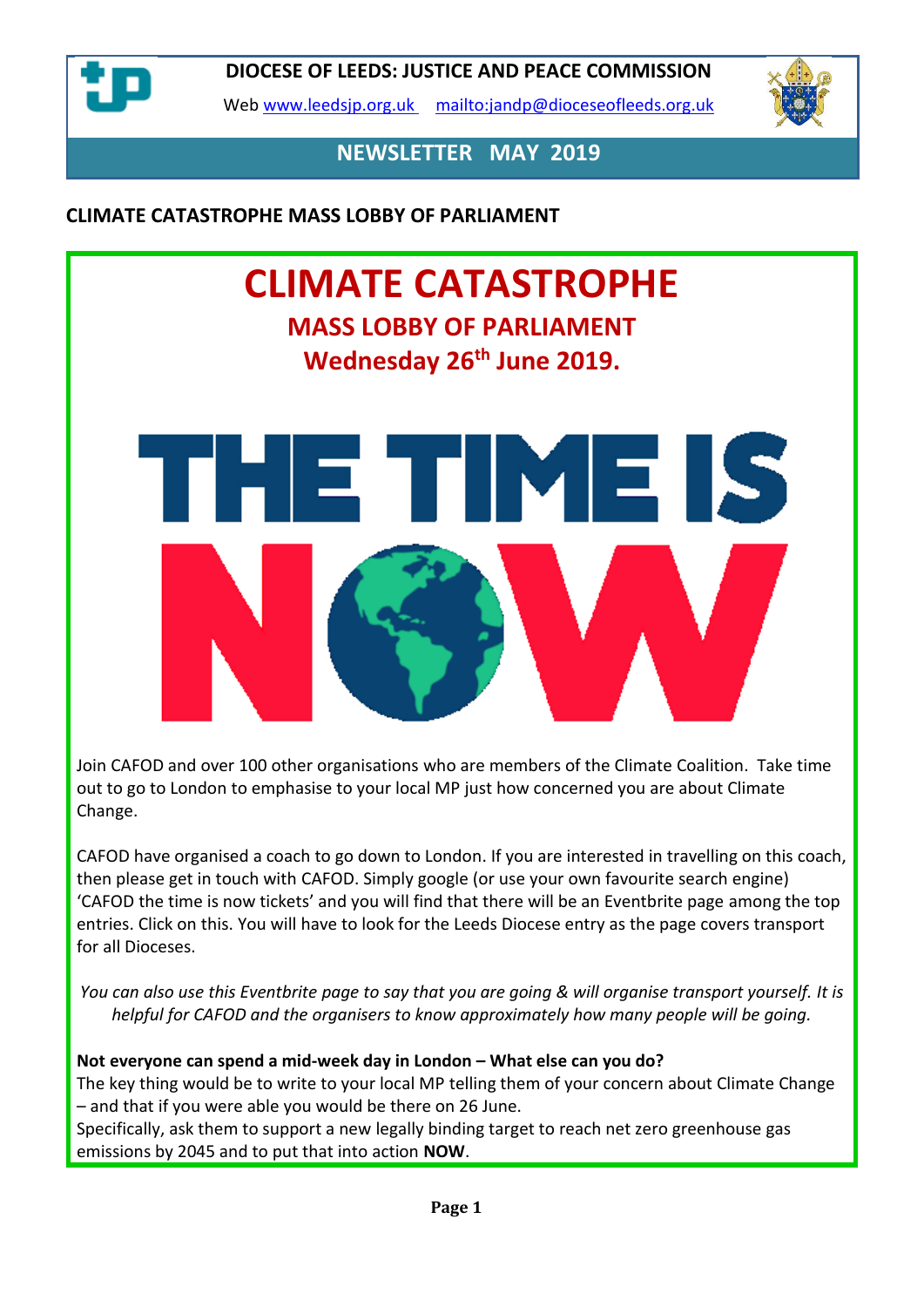# DIOCESE OF LEEDS: JUSTICE AND PEACE COMMISSION

Web www.leedsjp.org.uk mailto:jandp@dioceseofleeds.org.uk

## NEWSLETTER MAY 2019

### CLIMATE CATASTROPHE MASS LOBBY OF PARLIAMENT

# CLIMATE CATASTROPHE

## MASS LOBBY OF PARLIAMENT

## Wednesday 26th June 2019.

# THE TIME IS NOW

Join CAFOD and over 100 other organisations who are members of the Climate Coalition. Take time out to go to London to emphasise to your local MP just how concerned you are about Climate Change.

CAFOD have organised a coach to go down to London. If you are interested in travelling on this coach, then please get in touch with CAFOD. Simply google (or use your own favourite search engine) 'CAFOD the time is now tickets' and you will find that there will be an Eventbrite page among the top entries. Click on this. You will have to look for the Leeds Diocese entry as the page covers transport for all Dioceses.

*You can also use this Eventbrite page to say that you are going & will organise transport yourself. It is helpful for CAFOD and the organisers to know approximately how many people will be going.*

**Not everyone can spend a mid-week day in London – What else can you do?**
The key thing would be to write to your local MP telling them of your concern about Climate Change – and that if you were able you would be there on 26 June.
Specifically, ask them to support a new legally binding target to reach net zero greenhouse gas emissions by 2045 and to put that into action **NOW**.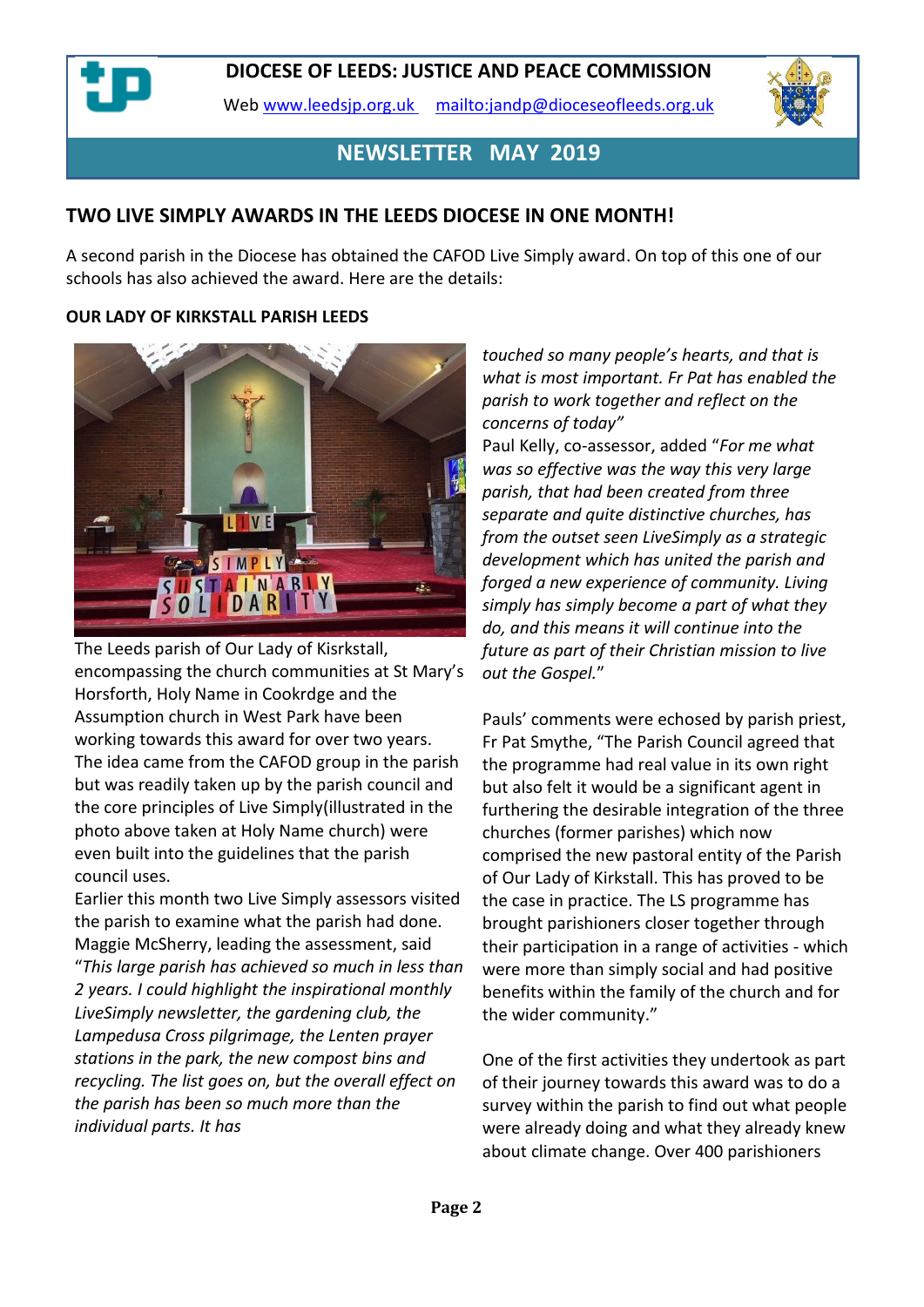**DIOCESE OF LEEDS: JUSTICE AND PEACE COMMISSION**

Web www.leedsjp.org.uk mailto:jandp@dioceseofleeds.org.uk

**NEWSLETTER MAY 2019**

## TWO LIVE SIMPLY AWARDS IN THE LEEDS DIOCESE IN ONE MONTH!

A second parish in the Diocese has obtained the CAFOD Live Simply award. On top of this one of our schools has also achieved the award. Here are the details:

### OUR LADY OF KIRKSTALL PARISH LEEDS

The Leeds parish of Our Lady of Kisrkstall, encompassing the church communities at St Mary's Horsforth, Holy Name in Cookrdge and the Assumption church in West Park have been working towards this award for over two years. The idea came from the CAFOD group in the parish but was readily taken up by the parish council and the core principles of Live Simply(illustrated in the photo above taken at Holy Name church) were even built into the guidelines that the parish council uses.

Earlier this month two Live Simply assessors visited the parish to examine what the parish had done. Maggie McSherry, leading the assessment, said "*This large parish has achieved so much in less than 2 years. I could highlight the inspirational monthly LiveSimply newsletter, the gardening club, the Lampedusa Cross pilgrimage, the Lenten prayer stations in the park, the new compost bins and recycling. The list goes on, but the overall effect on the parish has been so much more than the individual parts. It has touched so many people's hearts, and that is what is most important. Fr Pat has enabled the parish to work together and reflect on the concerns of today"*

Paul Kelly, co-assessor, added "*For me what was so effective was the way this very large parish, that had been created from three separate and quite distinctive churches, has from the outset seen LiveSimply as a strategic development which has united the parish and forged a new experience of community. Living simply has simply become a part of what they do, and this means it will continue into the future as part of their Christian mission to live out the Gospel.*"

Pauls' comments were echosed by parish priest, Fr Pat Smythe, "The Parish Council agreed that the programme had real value in its own right but also felt it would be a significant agent in furthering the desirable integration of the three churches (former parishes) which now comprised the new pastoral entity of the Parish of Our Lady of Kirkstall. This has proved to be the case in practice. The LS programme has brought parishioners closer together through their participation in a range of activities - which were more than simply social and had positive benefits within the family of the church and for the wider community."

One of the first activities they undertook as part of their journey towards this award was to do a survey within the parish to find out what people were already doing and what they already knew about climate change. Over 400 parishioners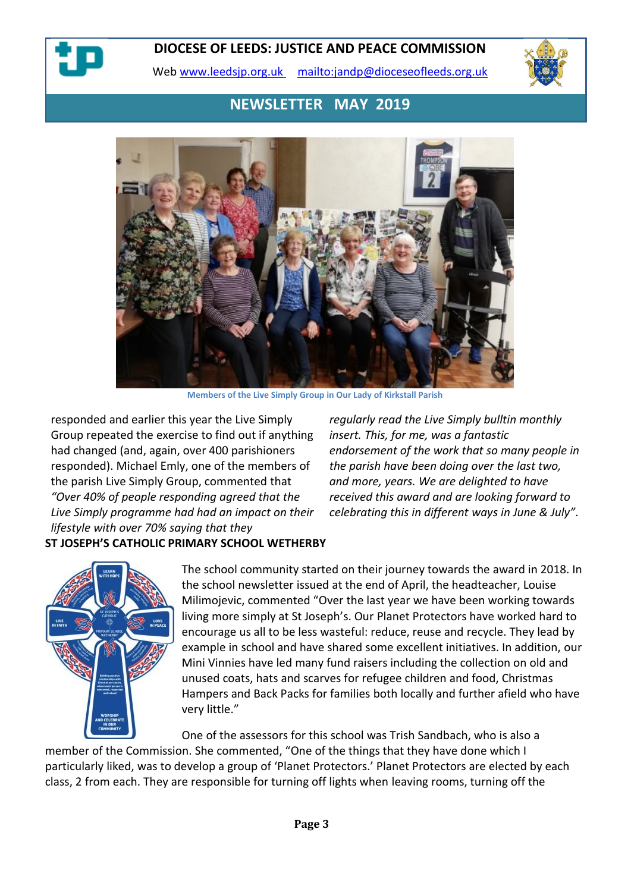# DIOCESE OF LEEDS: JUSTICE AND PEACE COMMISSION

Web [www.leedsjp.org.uk](http://www.leedsjp.org.uk) [mailto:jandp@dioceseofleeds.org.uk](mailto:jandp@dioceseofleeds.org.uk)

## NEWSLETTER MAY 2019

Members of the Live Simply Group in Our Lady of Kirkstall Parish

responded and earlier this year the Live Simply Group repeated the exercise to find out if anything had changed (and, again, over 400 parishioners responded). Michael Emly, one of the members of the parish Live Simply Group, commented that *"Over 40% of people responding agreed that the Live Simply programme had had an impact on their lifestyle with over 70% saying that they regularly read the Live Simply bulltin monthly insert. This, for me, was a fantastic endorsement of the work that so many people in the parish have been doing over the last two, and more, years. We are delighted to have received this award and are looking forward to celebrating this in different ways in June & July"*.

**ST JOSEPH'S CATHOLIC PRIMARY SCHOOL WETHERBY**

The school community started on their journey towards the award in 2018. In the school newsletter issued at the end of April, the headteacher, Louise Milimojevic, commented "Over the last year we have been working towards living more simply at St Joseph's. Our Planet Protectors have worked hard to encourage us all to be less wasteful: reduce, reuse and recycle. They lead by example in school and have shared some excellent initiatives. In addition, our Mini Vinnies have led many fund raisers including the collection on old and unused coats, hats and scarves for refugee children and food, Christmas Hampers and Back Packs for families both locally and further afield who have very little."

One of the assessors for this school was Trish Sandbach, who is also a member of the Commission. She commented, "One of the things that they have done which I particularly liked, was to develop a group of 'Planet Protectors.' Planet Protectors are elected by each class, 2 from each. They are responsible for turning off lights when leaving rooms, turning off the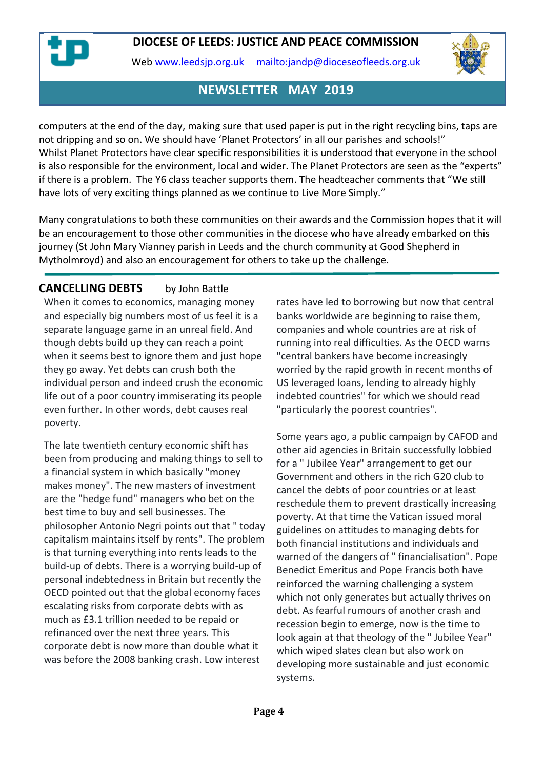computers at the end of the day, making sure that used paper is put in the right recycling bins, taps are not dripping and so on. We should have 'Planet Protectors' in all our parishes and schools!"
Whilst Planet Protectors have clear specific responsibilities it is understood that everyone in the school is also responsible for the environment, local and wider. The Planet Protectors are seen as the "experts" if there is a problem. The Y6 class teacher supports them. The headteacher comments that "We still have lots of very exciting things planned as we continue to Live More Simply."

Many congratulations to both these communities on their awards and the Commission hopes that it will be an encouragement to those other communities in the diocese who have already embarked on this journey (St John Mary Vianney parish in Leeds and the church community at Good Shepherd in Mytholmroyd) and also an encouragement for others to take up the challenge.

---

## CANCELLING DEBTS by John Battle

When it comes to economics, managing money and especially big numbers most of us feel it is a separate language game in an unreal field. And though debts build up they can reach a point when it seems best to ignore them and just hope they go away. Yet debts can crush both the individual person and indeed crush the economic life out of a poor country immiserating its people even further. In other words, debt causes real poverty.

The late twentieth century economic shift has been from producing and making things to sell to a financial system in which basically "money makes money". The new masters of investment are the "hedge fund" managers who bet on the best time to buy and sell businesses. The philosopher Antonio Negri points out that " today capitalism maintains itself by rents". The problem is that turning everything into rents leads to the build-up of debts. There is a worrying build-up of personal indebtedness in Britain but recently the OECD pointed out that the global economy faces escalating risks from corporate debts with as much as £3.1 trillion needed to be repaid or refinanced over the next three years. This corporate debt is now more than double what it was before the 2008 banking crash. Low interest rates have led to borrowing but now that central banks worldwide are beginning to raise them, companies and whole countries are at risk of running into real difficulties. As the OECD warns "central bankers have become increasingly worried by the rapid growth in recent months of US leveraged loans, lending to already highly indebted countries" for which we should read "particularly the poorest countries".

Some years ago, a public campaign by CAFOD and other aid agencies in Britain successfully lobbied for a " Jubilee Year" arrangement to get our Government and others in the rich G20 club to cancel the debts of poor countries or at least reschedule them to prevent drastically increasing poverty. At that time the Vatican issued moral guidelines on attitudes to managing debts for both financial institutions and individuals and warned of the dangers of " financialisation". Pope Benedict Emeritus and Pope Francis both have reinforced the warning challenging a system which not only generates but actually thrives on debt. As fearful rumours of another crash and recession begin to emerge, now is the time to look again at that theology of the " Jubilee Year" which wiped slates clean but also work on developing more sustainable and just economic systems.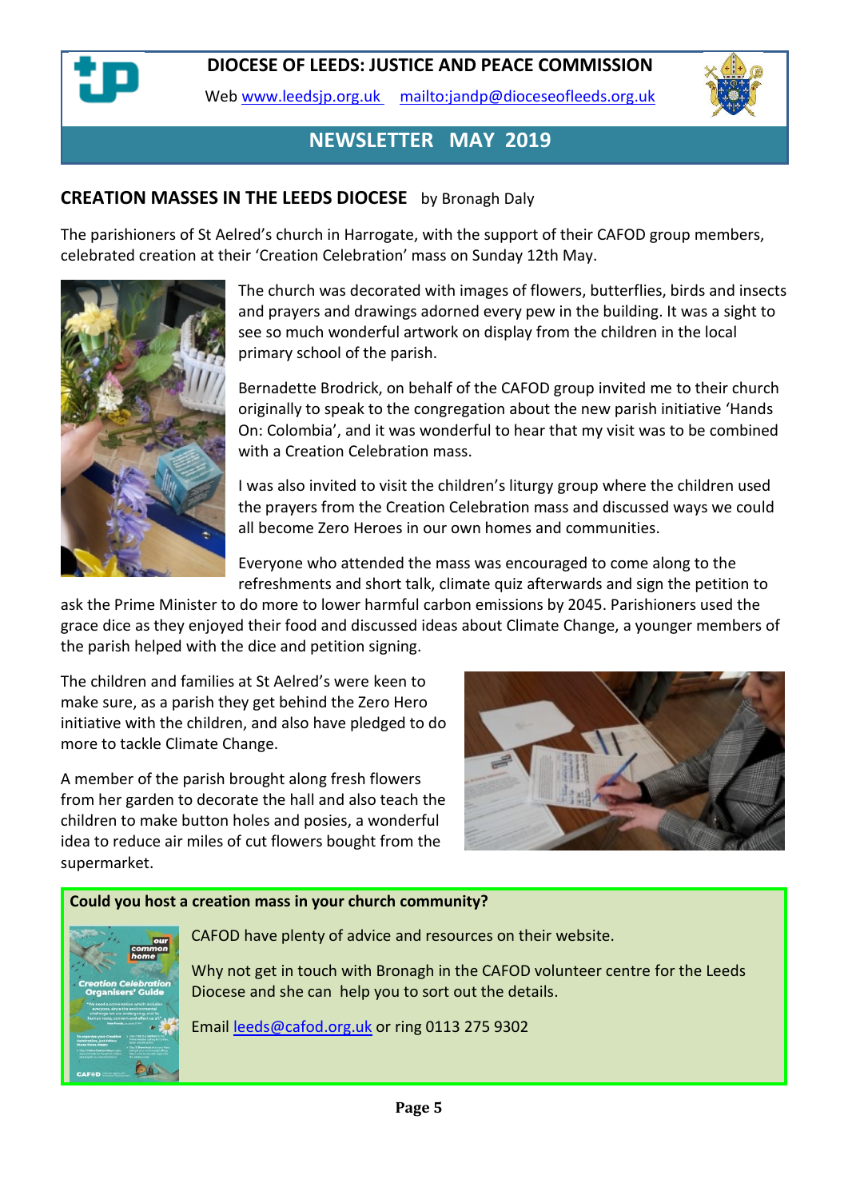**DIOCESE OF LEEDS: JUSTICE AND PEACE COMMISSION**

Web www.leedsjp.org.uk mailto:jandp@dioceseofleeds.org.uk

**NEWSLETTER MAY 2019**

## CREATION MASSES IN THE LEEDS DIOCESE by Bronagh Daly

The parishioners of St Aelred's church in Harrogate, with the support of their CAFOD group members, celebrated creation at their 'Creation Celebration' mass on Sunday 12th May.

The church was decorated with images of flowers, butterflies, birds and insects and prayers and drawings adorned every pew in the building. It was a sight to see so much wonderful artwork on display from the children in the local primary school of the parish.

Bernadette Brodrick, on behalf of the CAFOD group invited me to their church originally to speak to the congregation about the new parish initiative 'Hands On: Colombia', and it was wonderful to hear that my visit was to be combined with a Creation Celebration mass.

I was also invited to visit the children's liturgy group where the children used the prayers from the Creation Celebration mass and discussed ways we could all become Zero Heroes in our own homes and communities.

Everyone who attended the mass was encouraged to come along to the refreshments and short talk, climate quiz afterwards and sign the petition to ask the Prime Minister to do more to lower harmful carbon emissions by 2045. Parishioners used the grace dice as they enjoyed their food and discussed ideas about Climate Change, a younger members of the parish helped with the dice and petition signing.

The children and families at St Aelred's were keen to make sure, as a parish they get behind the Zero Hero initiative with the children, and also have pledged to do more to tackle Climate Change.

A member of the parish brought along fresh flowers from her garden to decorate the hall and also teach the children to make button holes and posies, a wonderful idea to reduce air miles of cut flowers bought from the supermarket.

**Could you host a creation mass in your church community?**

CAFOD have plenty of advice and resources on their website.

Why not get in touch with Bronagh in the CAFOD volunteer centre for the Leeds Diocese and she can help you to sort out the details.

Email leeds@cafod.org.uk or ring 0113 275 9302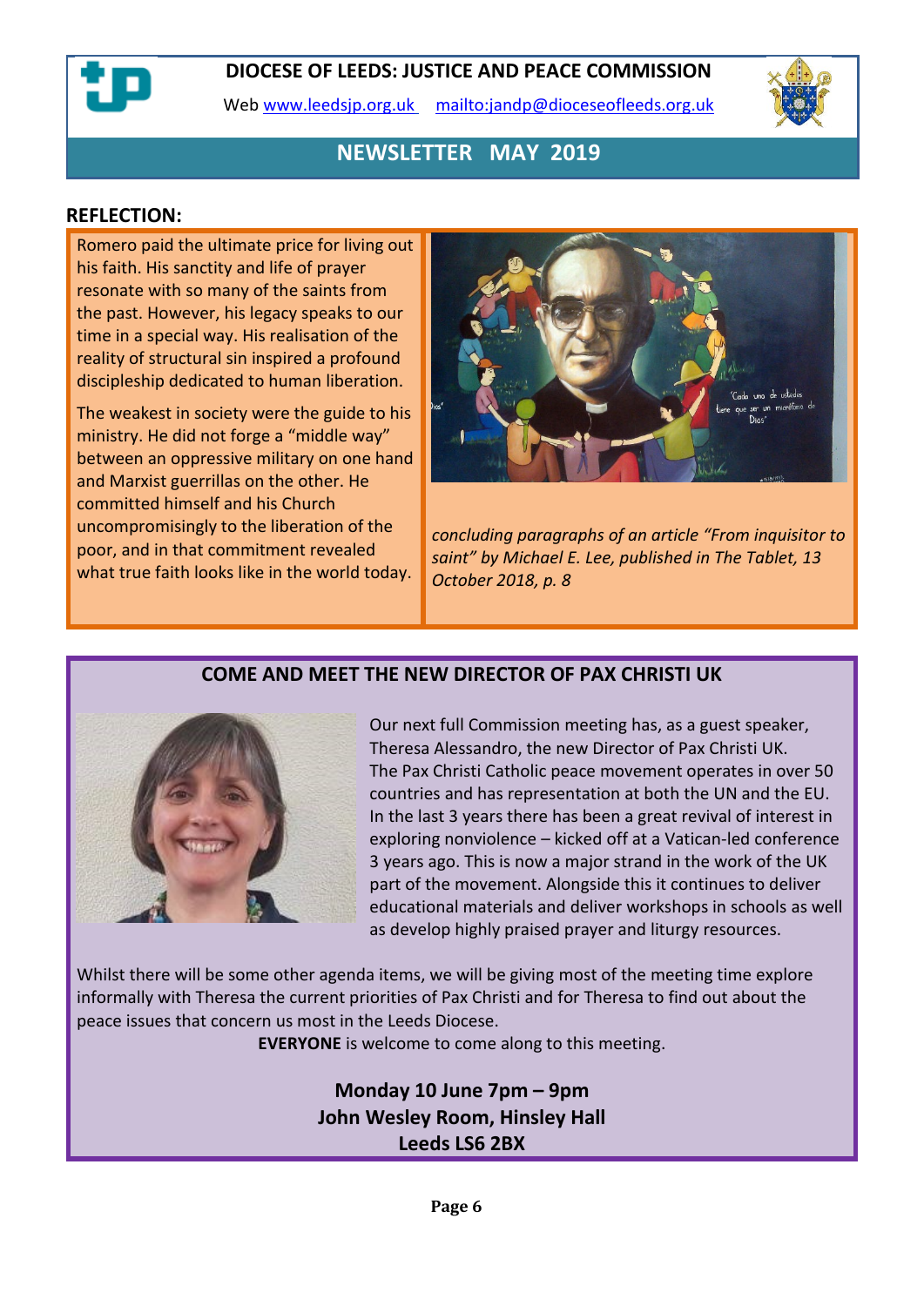# DIOCESE OF LEEDS: JUSTICE AND PEACE COMMISSION

Web www.leedsjp.org.uk   mailto:jandp@dioceseofleeds.org.uk

## NEWSLETTER MAY 2019

### REFLECTION:

Romero paid the ultimate price for living out his faith. His sanctity and life of prayer resonate with so many of the saints from the past. However, his legacy speaks to our time in a special way. His realisation of the reality of structural sin inspired a profound discipleship dedicated to human liberation.

The weakest in society were the guide to his ministry. He did not forge a "middle way" between an oppressive military on one hand and Marxist guerrillas on the other. He committed himself and his Church uncompromisingly to the liberation of the poor, and in that commitment revealed what true faith looks like in the world today.

*concluding paragraphs of an article "From inquisitor to saint" by Michael E. Lee, published in The Tablet, 13 October 2018, p. 8*

### COME AND MEET THE NEW DIRECTOR OF PAX CHRISTI UK

Our next full Commission meeting has, as a guest speaker, Theresa Alessandro, the new Director of Pax Christi UK. The Pax Christi Catholic peace movement operates in over 50 countries and has representation at both the UN and the EU. In the last 3 years there has been a great revival of interest in exploring nonviolence – kicked off at a Vatican-led conference 3 years ago. This is now a major strand in the work of the UK part of the movement. Alongside this it continues to deliver educational materials and deliver workshops in schools as well as develop highly praised prayer and liturgy resources.

Whilst there will be some other agenda items, we will be giving most of the meeting time explore informally with Theresa the current priorities of Pax Christi and for Theresa to find out about the peace issues that concern us most in the Leeds Diocese.

**EVERYONE** is welcome to come along to this meeting.

**Monday 10 June 7pm – 9pm**
**John Wesley Room, Hinsley Hall**
**Leeds LS6 2BX**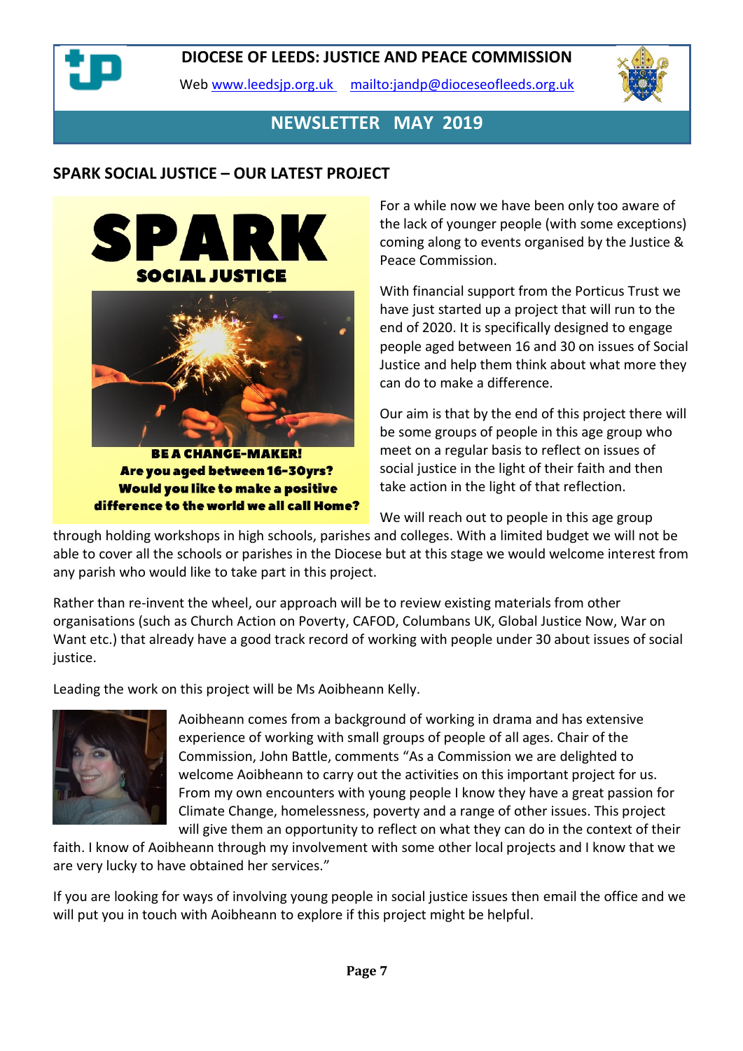DIOCESE OF LEEDS: JUSTICE AND PEACE COMMISSION

Web www.leedsjp.org.uk mailto:jandp@dioceseofleeds.org.uk

**NEWSLETTER MAY 2019**

## SPARK SOCIAL JUSTICE – OUR LATEST PROJECT

**SPARK**

**SOCIAL JUSTICE**

**BE A CHANGE-MAKER!**
**Are you aged between 16-30yrs?**
**Would you like to make a positive difference to the world we all call Home?**

For a while now we have been only too aware of the lack of younger people (with some exceptions) coming along to events organised by the Justice & Peace Commission.

With financial support from the Porticus Trust we have just started up a project that will run to the end of 2020. It is specifically designed to engage people aged between 16 and 30 on issues of Social Justice and help them think about what more they can do to make a difference.

Our aim is that by the end of this project there will be some groups of people in this age group who meet on a regular basis to reflect on issues of social justice in the light of their faith and then take action in the light of that reflection.

We will reach out to people in this age group through holding workshops in high schools, parishes and colleges. With a limited budget we will not be able to cover all the schools or parishes in the Diocese but at this stage we would welcome interest from any parish who would like to take part in this project.

Rather than re-invent the wheel, our approach will be to review existing materials from other organisations (such as Church Action on Poverty, CAFOD, Columbans UK, Global Justice Now, War on Want etc.) that already have a good track record of working with people under 30 about issues of social justice.

Leading the work on this project will be Ms Aoibheann Kelly.

Aoibheann comes from a background of working in drama and has extensive experience of working with small groups of people of all ages. Chair of the Commission, John Battle, comments "As a Commission we are delighted to welcome Aoibheann to carry out the activities on this important project for us. From my own encounters with young people I know they have a great passion for Climate Change, homelessness, poverty and a range of other issues. This project will give them an opportunity to reflect on what they can do in the context of their faith. I know of Aoibheann through my involvement with some other local projects and I know that we are very lucky to have obtained her services."

If you are looking for ways of involving young people in social justice issues then email the office and we will put you in touch with Aoibheann to explore if this project might be helpful.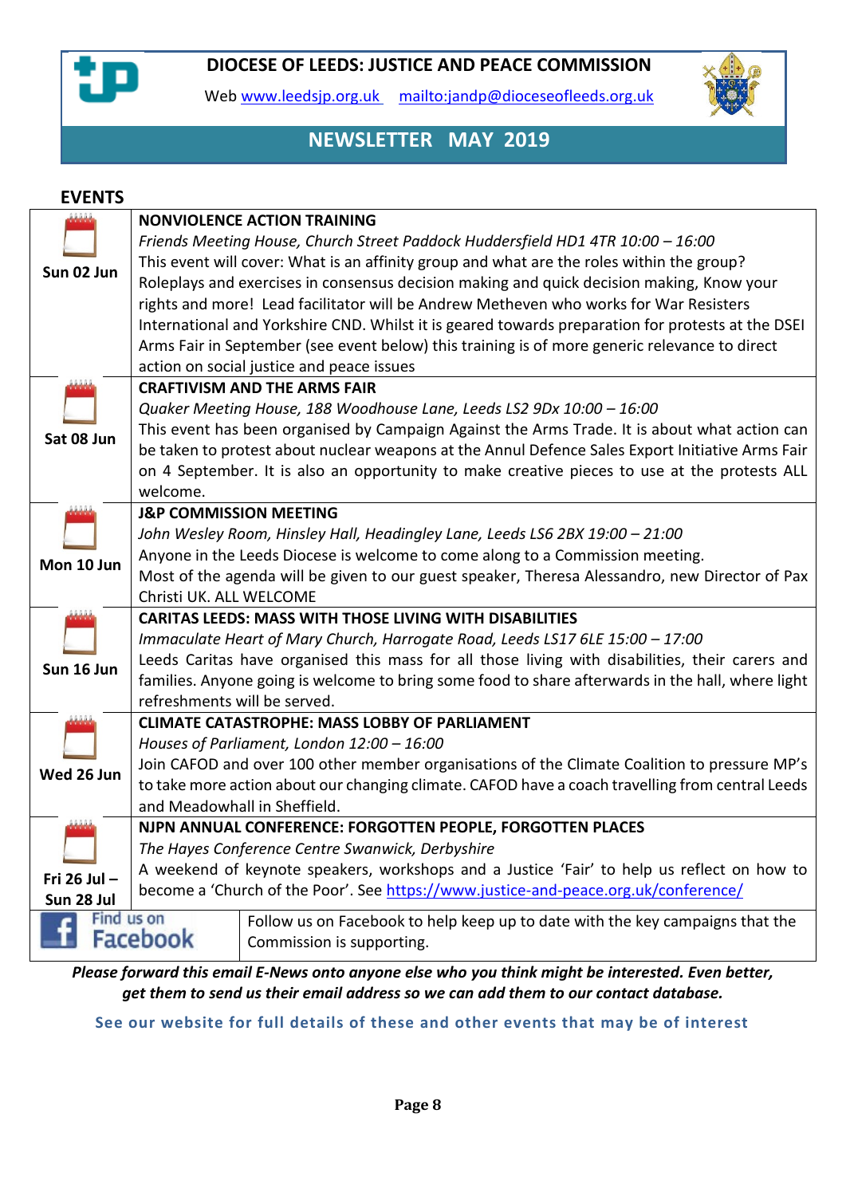# DIOCESE OF LEEDS: JUSTICE AND PEACE COMMISSION

Web [www.leedsjp.org.uk](http://www.leedsjp.org.uk) [mailto:jandp@dioceseofleeds.org.uk](mailto:jandp@dioceseofleeds.org.uk)

## NEWSLETTER MAY 2019

## EVENTS

| | |
|---|---|
| **Sun 02 Jun** | **NONVIOLENCE ACTION TRAINING**<br>*Friends Meeting House, Church Street Paddock Huddersfield HD1 4TR 10:00 – 16:00*<br>This event will cover: What is an affinity group and what are the roles within the group? Roleplays and exercises in consensus decision making and quick decision making, Know your rights and more! Lead facilitator will be Andrew Metheven who works for War Resisters International and Yorkshire CND. Whilst it is geared towards preparation for protests at the DSEI Arms Fair in September (see event below) this training is of more generic relevance to direct action on social justice and peace issues |
| **Sat 08 Jun** | **CRAFTIVISM AND THE ARMS FAIR**<br>*Quaker Meeting House, 188 Woodhouse Lane, Leeds LS2 9Dx 10:00 – 16:00*<br>This event has been organised by Campaign Against the Arms Trade. It is about what action can be taken to protest about nuclear weapons at the Annul Defence Sales Export Initiative Arms Fair on 4 September. It is also an opportunity to make creative pieces to use at the protests ALL welcome. |
| **Mon 10 Jun** | **J&P COMMISSION MEETING**<br>*John Wesley Room, Hinsley Hall, Headingley Lane, Leeds LS6 2BX 19:00 – 21:00*<br>Anyone in the Leeds Diocese is welcome to come along to a Commission meeting.<br>Most of the agenda will be given to our guest speaker, Theresa Alessandro, new Director of Pax Christi UK. ALL WELCOME |
| **Sun 16 Jun** | **CARITAS LEEDS: MASS WITH THOSE LIVING WITH DISABILITIES**<br>*Immaculate Heart of Mary Church, Harrogate Road, Leeds LS17 6LE 15:00 – 17:00*<br>Leeds Caritas have organised this mass for all those living with disabilities, their carers and families. Anyone going is welcome to bring some food to share afterwards in the hall, where light refreshments will be served. |
| **Wed 26 Jun** | **CLIMATE CATASTROPHE: MASS LOBBY OF PARLIAMENT**<br>*Houses of Parliament, London 12:00 – 16:00*<br>Join CAFOD and over 100 other member organisations of the Climate Coalition to pressure MP's to take more action about our changing climate. CAFOD have a coach travelling from central Leeds and Meadowhall in Sheffield. |
| **Fri 26 Jul – Sun 28 Jul** | **NJPN ANNUAL CONFERENCE: FORGOTTEN PEOPLE, FORGOTTEN PLACES**<br>*The Hayes Conference Centre Swanwick, Derbyshire*<br>A weekend of keynote speakers, workshops and a Justice 'Fair' to help us reflect on how to become a 'Church of the Poor'. See [https://www.justice-and-peace.org.uk/conference/](https://www.justice-and-peace.org.uk/conference/) |
| Find us on Facebook | Follow us on Facebook to help keep up to date with the key campaigns that the Commission is supporting. |

***Please forward this email E-News onto anyone else who you think might be interested. Even better, get them to send us their email address so we can add them to our contact database.***

**See our website for full details of these and other events that may be of interest**